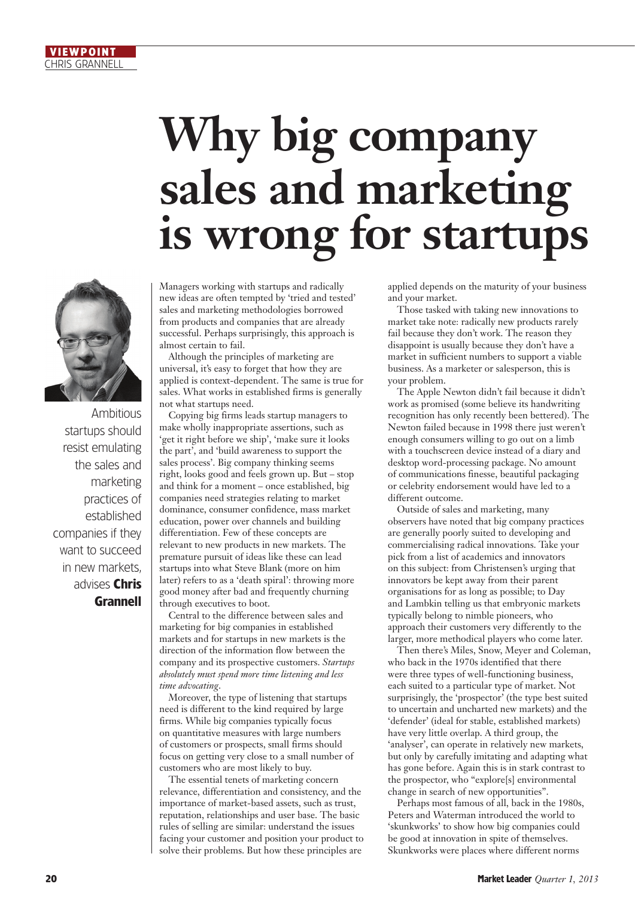VIEWPOINT
CHRIS GRANNELL

# Why big company sales and marketing is wrong for startups

Ambitious startups should resist emulating the sales and marketing practices of established companies if they want to succeed in new markets, advises **Chris Grannell**

Managers working with startups and radically new ideas are often tempted by 'tried and tested' sales and marketing methodologies borrowed from products and companies that are already successful. Perhaps surprisingly, this approach is almost certain to fail.

Although the principles of marketing are universal, it's easy to forget that how they are applied is context-dependent. The same is true for sales. What works in established firms is generally not what startups need.

Copying big firms leads startup managers to make wholly inappropriate assertions, such as 'get it right before we ship', 'make sure it looks the part', and 'build awareness to support the sales process'. Big company thinking seems right, looks good and feels grown up. But – stop and think for a moment – once established, big companies need strategies relating to market dominance, consumer confidence, mass market education, power over channels and building differentiation. Few of these concepts are relevant to new products in new markets. The premature pursuit of ideas like these can lead startups into what Steve Blank (more on him later) refers to as a 'death spiral': throwing more good money after bad and frequently churning through executives to boot.

Central to the difference between sales and marketing for big companies in established markets and for startups in new markets is the direction of the information flow between the company and its prospective customers. *Startups absolutely must spend more time listening and less time advocating*.

Moreover, the type of listening that startups need is different to the kind required by large firms. While big companies typically focus on quantitative measures with large numbers of customers or prospects, small firms should focus on getting very close to a small number of customers who are most likely to buy.

The essential tenets of marketing concern relevance, differentiation and consistency, and the importance of market-based assets, such as trust, reputation, relationships and user base. The basic rules of selling are similar: understand the issues facing your customer and position your product to solve their problems. But how these principles are applied depends on the maturity of your business and your market.

Those tasked with taking new innovations to market take note: radically new products rarely fail because they don't work. The reason they disappoint is usually because they don't have a market in sufficient numbers to support a viable business. As a marketer or salesperson, this is your problem.

The Apple Newton didn't fail because it didn't work as promised (some believe its handwriting recognition has only recently been bettered). The Newton failed because in 1998 there just weren't enough consumers willing to go out on a limb with a touchscreen device instead of a diary and desktop word-processing package. No amount of communications finesse, beautiful packaging or celebrity endorsement would have led to a different outcome.

Outside of sales and marketing, many observers have noted that big company practices are generally poorly suited to developing and commercialising radical innovations. Take your pick from a list of academics and innovators on this subject: from Christensen's urging that innovators be kept away from their parent organisations for as long as possible; to Day and Lambkin telling us that embryonic markets typically belong to nimble pioneers, who approach their customers very differently to the larger, more methodical players who come later.

Then there's Miles, Snow, Meyer and Coleman, who back in the 1970s identified that there were three types of well-functioning business, each suited to a particular type of market. Not surprisingly, the 'prospector' (the type best suited to uncertain and uncharted new markets) and the 'defender' (ideal for stable, established markets) have very little overlap. A third group, the 'analyser', can operate in relatively new markets, but only by carefully imitating and adapting what has gone before. Again this is in stark contrast to the prospector, who "explore[s] environmental change in search of new opportunities".

Perhaps most famous of all, back in the 1980s, Peters and Waterman introduced the world to 'skunkworks' to show how big companies could be good at innovation in spite of themselves. Skunkworks were places where different norms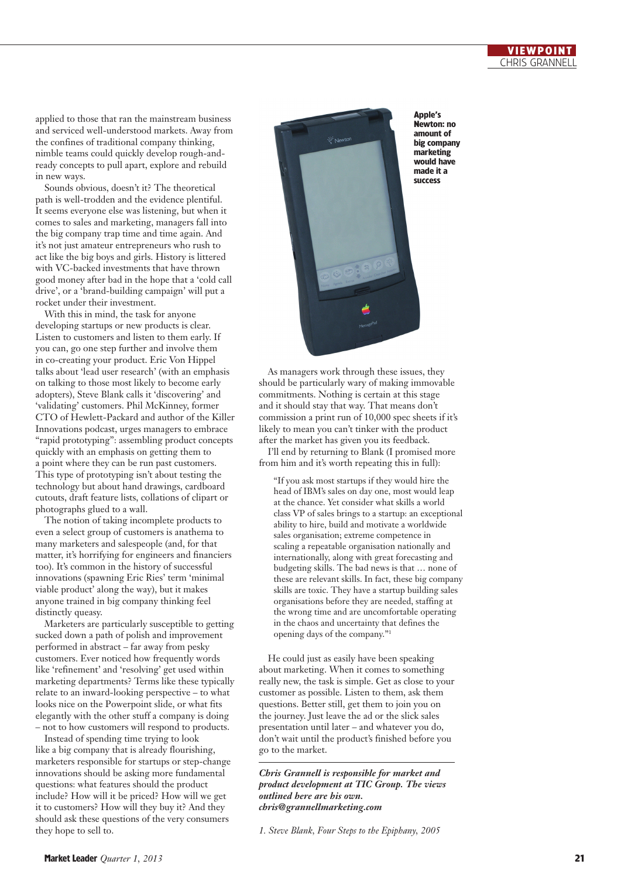applied to those that ran the mainstream business and serviced well-understood markets. Away from the confines of traditional company thinking, nimble teams could quickly develop rough-and-ready concepts to pull apart, explore and rebuild in new ways.

Sounds obvious, doesn't it? The theoretical path is well-trodden and the evidence plentiful. It seems everyone else was listening, but when it comes to sales and marketing, managers fall into the big company trap time and time again. And it's not just amateur entrepreneurs who rush to act like the big boys and girls. History is littered with VC-backed investments that have thrown good money after bad in the hope that a 'cold call drive', or a 'brand-building campaign' will put a rocket under their investment.

With this in mind, the task for anyone developing startups or new products is clear. Listen to customers and listen to them early. If you can, go one step further and involve them in co-creating your product. Eric Von Hippel talks about 'lead user research' (with an emphasis on talking to those most likely to become early adopters), Steve Blank calls it 'discovering' and 'validating' customers. Phil McKinney, former CTO of Hewlett-Packard and author of the Killer Innovations podcast, urges managers to embrace "rapid prototyping": assembling product concepts quickly with an emphasis on getting them to a point where they can be run past customers. This type of prototyping isn't about testing the technology but about hand drawings, cardboard cutouts, draft feature lists, collations of clipart or photographs glued to a wall.

The notion of taking incomplete products to even a select group of customers is anathema to many marketers and salespeople (and, for that matter, it's horrifying for engineers and financiers too). It's common in the history of successful innovations (spawning Eric Ries' term 'minimal viable product' along the way), but it makes anyone trained in big company thinking feel distinctly queasy.

Marketers are particularly susceptible to getting sucked down a path of polish and improvement performed in abstract – far away from pesky customers. Ever noticed how frequently words like 'refinement' and 'resolving' get used within marketing departments? Terms like these typically relate to an inward-looking perspective – to what looks nice on the Powerpoint slide, or what fits elegantly with the other stuff a company is doing – not to how customers will respond to products.

Instead of spending time trying to look like a big company that is already flourishing, marketers responsible for startups or step-change innovations should be asking more fundamental questions: what features should the product include? How will it be priced? How will we get it to customers? How will they buy it? And they should ask these questions of the very consumers they hope to sell to.

**Apple's Newton: no amount of big company marketing would have made it a success**

As managers work through these issues, they should be particularly wary of making immovable commitments. Nothing is certain at this stage and it should stay that way. That means don't commission a print run of 10,000 spec sheets if it's likely to mean you can't tinker with the product after the market has given you its feedback.

I'll end by returning to Blank (I promised more from him and it's worth repeating this in full):

> "If you ask most startups if they would hire the head of IBM's sales on day one, most would leap at the chance. Yet consider what skills a world class VP of sales brings to a startup: an exceptional ability to hire, build and motivate a worldwide sales organisation; extreme competence in scaling a repeatable organisation nationally and internationally, along with great forecasting and budgeting skills. The bad news is that … none of these are relevant skills. In fact, these big company skills are toxic. They have a startup building sales organisations before they are needed, staffing at the wrong time and are uncomfortable operating in the chaos and uncertainty that defines the opening days of the company."[1]

He could just as easily have been speaking about marketing. When it comes to something really new, the task is simple. Get as close to your customer as possible. Listen to them, ask them questions. Better still, get them to join you on the journey. Just leave the ad or the slick sales presentation until later – and whatever you do, don't wait until the product's finished before you go to the market.

---

***Chris Grannell is responsible for market and product development at TIC Group. The views outlined here are his own. chris@grannellmarketing.com***

*1. Steve Blank, Four Steps to the Epiphany, 2005*